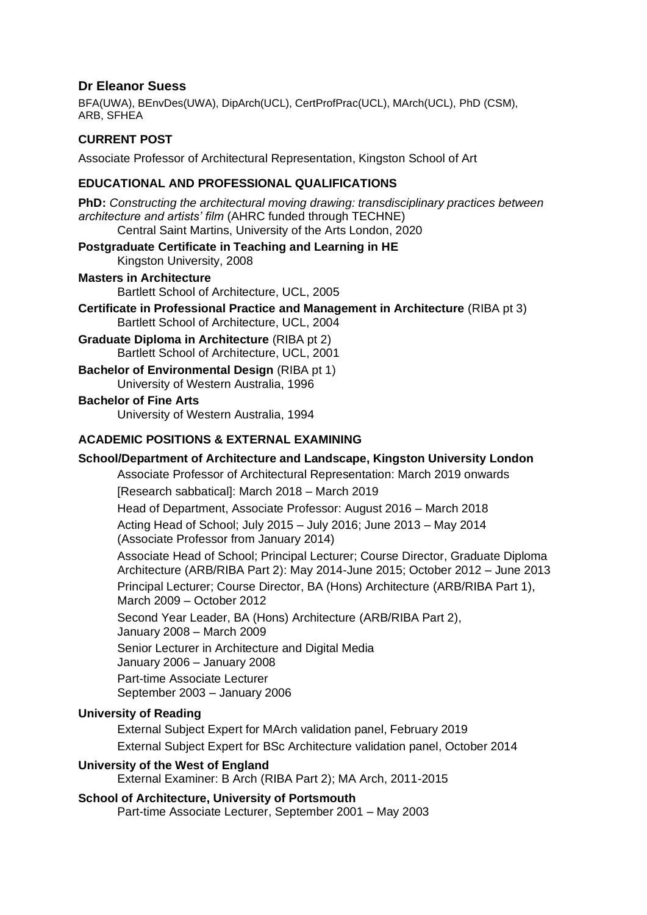# Dr Eleanor Suess

BFA(UWA), BEnvDes(UWA), DipArch(UCL), CertProfPrac(UCL), MArch(UCL), PhD (CSM), ARB, SFHEA

## CURRENT POST

Associate Professor of Architectural Representation, Kingston School of Art

## EDUCATIONAL AND PROFESSIONAL QUALIFICATIONS

**PhD:** *Constructing the architectural moving drawing: transdisciplinary practices between architecture and artists' film* (AHRC funded through TECHNE)
Central Saint Martins, University of the Arts London, 2020

**Postgraduate Certificate in Teaching and Learning in HE**
Kingston University, 2008

**Masters in Architecture**
Bartlett School of Architecture, UCL, 2005

**Certificate in Professional Practice and Management in Architecture** (RIBA pt 3)
Bartlett School of Architecture, UCL, 2004

**Graduate Diploma in Architecture** (RIBA pt 2)
Bartlett School of Architecture, UCL, 2001

**Bachelor of Environmental Design** (RIBA pt 1)
University of Western Australia, 1996

**Bachelor of Fine Arts**
University of Western Australia, 1994

## ACADEMIC POSITIONS & EXTERNAL EXAMINING

**School/Department of Architecture and Landscape, Kingston University London**

Associate Professor of Architectural Representation: March 2019 onwards

[Research sabbatical]: March 2018 – March 2019

Head of Department, Associate Professor: August 2016 – March 2018

Acting Head of School; July 2015 – July 2016; June 2013 – May 2014
(Associate Professor from January 2014)

Associate Head of School; Principal Lecturer; Course Director, Graduate Diploma Architecture (ARB/RIBA Part 2): May 2014-June 2015; October 2012 – June 2013

Principal Lecturer; Course Director, BA (Hons) Architecture (ARB/RIBA Part 1), March 2009 – October 2012

Second Year Leader, BA (Hons) Architecture (ARB/RIBA Part 2),
January 2008 – March 2009

Senior Lecturer in Architecture and Digital Media
January 2006 – January 2008

Part-time Associate Lecturer
September 2003 – January 2006

**University of Reading**

External Subject Expert for MArch validation panel, February 2019

External Subject Expert for BSc Architecture validation panel, October 2014

**University of the West of England**

External Examiner: B Arch (RIBA Part 2); MA Arch, 2011-2015

**School of Architecture, University of Portsmouth**

Part-time Associate Lecturer, September 2001 – May 2003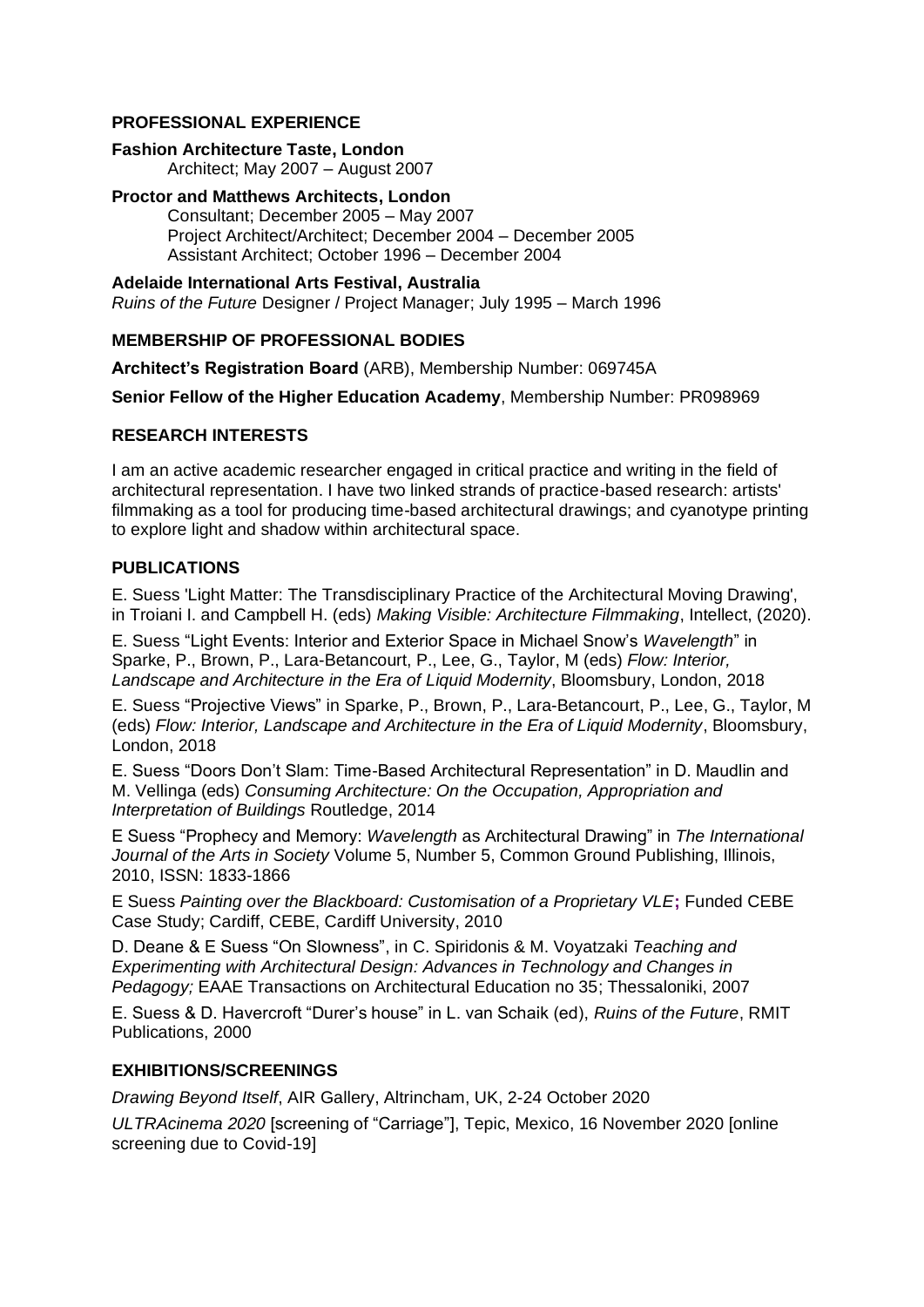## PROFESSIONAL EXPERIENCE

**Fashion Architecture Taste, London**
Architect; May 2007 – August 2007

**Proctor and Matthews Architects, London**
Consultant; December 2005 – May 2007
Project Architect/Architect; December 2004 – December 2005
Assistant Architect; October 1996 – December 2004

**Adelaide International Arts Festival, Australia**
*Ruins of the Future* Designer / Project Manager; July 1995 – March 1996

## MEMBERSHIP OF PROFESSIONAL BODIES

**Architect's Registration Board** (ARB), Membership Number: 069745A

**Senior Fellow of the Higher Education Academy**, Membership Number: PR098969

## RESEARCH INTERESTS

I am an active academic researcher engaged in critical practice and writing in the field of architectural representation. I have two linked strands of practice-based research: artists' filmmaking as a tool for producing time-based architectural drawings; and cyanotype printing to explore light and shadow within architectural space.

## PUBLICATIONS

E. Suess 'Light Matter: The Transdisciplinary Practice of the Architectural Moving Drawing', in Troiani I. and Campbell H. (eds) *Making Visible: Architecture Filmmaking*, Intellect, (2020).

E. Suess "Light Events: Interior and Exterior Space in Michael Snow's *Wavelength*" in Sparke, P., Brown, P., Lara-Betancourt, P., Lee, G., Taylor, M (eds) *Flow: Interior, Landscape and Architecture in the Era of Liquid Modernity*, Bloomsbury, London, 2018

E. Suess "Projective Views" in Sparke, P., Brown, P., Lara-Betancourt, P., Lee, G., Taylor, M (eds) *Flow: Interior, Landscape and Architecture in the Era of Liquid Modernity*, Bloomsbury, London, 2018

E. Suess "Doors Don't Slam: Time-Based Architectural Representation" in D. Maudlin and M. Vellinga (eds) *Consuming Architecture: On the Occupation, Appropriation and Interpretation of Buildings* Routledge, 2014

E Suess "Prophecy and Memory: *Wavelength* as Architectural Drawing" in *The International Journal of the Arts in Society* Volume 5, Number 5, Common Ground Publishing, Illinois, 2010, ISSN: 1833-1866

E Suess *Painting over the Blackboard: Customisation of a Proprietary VLE*; Funded CEBE Case Study; Cardiff, CEBE, Cardiff University, 2010

D. Deane & E Suess "On Slowness", in C. Spiridonis & M. Voyatzaki *Teaching and Experimenting with Architectural Design: Advances in Technology and Changes in Pedagogy;* EAAE Transactions on Architectural Education no 35; Thessaloniki, 2007

E. Suess & D. Havercroft "Durer's house" in L. van Schaik (ed), *Ruins of the Future*, RMIT Publications, 2000

## EXHIBITIONS/SCREENINGS

*Drawing Beyond Itself*, AIR Gallery, Altrincham, UK, 2-24 October 2020

*ULTRAcinema 2020* [screening of "Carriage"], Tepic, Mexico, 16 November 2020 [online screening due to Covid-19]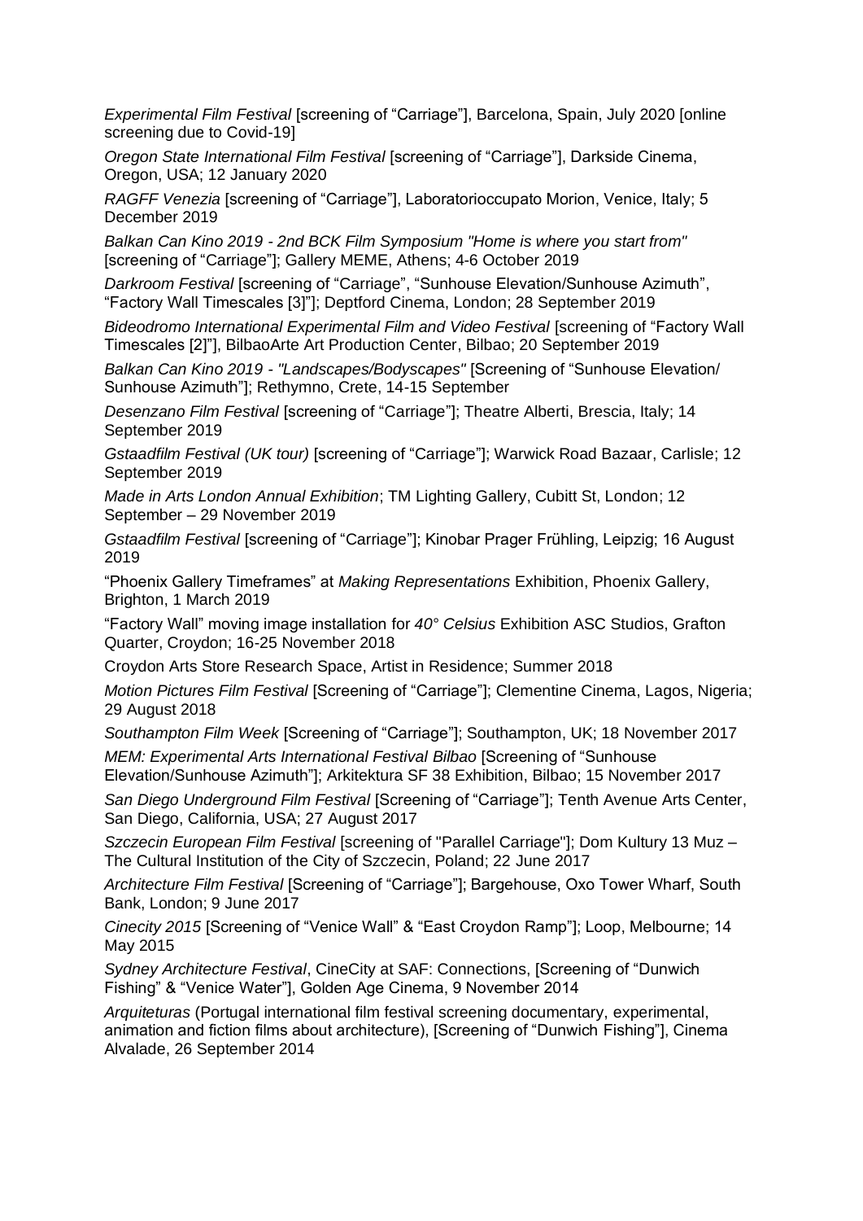*Experimental Film Festival* [screening of “Carriage”], Barcelona, Spain, July 2020 [online screening due to Covid-19]

*Oregon State International Film Festival* [screening of “Carriage”], Darkside Cinema, Oregon, USA; 12 January 2020

*RAGFF Venezia* [screening of “Carriage”], Laboratorioccupato Morion, Venice, Italy; 5 December 2019

*Balkan Can Kino 2019 - 2nd BCK Film Symposium "Home is where you start from"* [screening of “Carriage”]; Gallery MEME, Athens; 4-6 October 2019

*Darkroom Festival* [screening of “Carriage”, “Sunhouse Elevation/Sunhouse Azimuth”, “Factory Wall Timescales [3]”]; Deptford Cinema, London; 28 September 2019

*Bideodromo International Experimental Film and Video Festival* [screening of “Factory Wall Timescales [2]”], BilbaoArte Art Production Center, Bilbao; 20 September 2019

*Balkan Can Kino 2019 - "Landscapes/Bodyscapes"* [Screening of “Sunhouse Elevation/ Sunhouse Azimuth”]; Rethymno, Crete, 14-15 September

*Desenzano Film Festival* [screening of “Carriage”]; Theatre Alberti, Brescia, Italy; 14 September 2019

*Gstaadfilm Festival (UK tour)* [screening of “Carriage”]; Warwick Road Bazaar, Carlisle; 12 September 2019

*Made in Arts London Annual Exhibition*; TM Lighting Gallery, Cubitt St, London; 12 September – 29 November 2019

*Gstaadfilm Festival* [screening of “Carriage”]; Kinobar Prager Frühling, Leipzig; 16 August 2019

“Phoenix Gallery Timeframes” at *Making Representations* Exhibition, Phoenix Gallery, Brighton, 1 March 2019

“Factory Wall” moving image installation for *40° Celsius* Exhibition ASC Studios, Grafton Quarter, Croydon; 16-25 November 2018

Croydon Arts Store Research Space, Artist in Residence; Summer 2018

*Motion Pictures Film Festival* [Screening of “Carriage”]; Clementine Cinema, Lagos, Nigeria; 29 August 2018

*Southampton Film Week* [Screening of “Carriage”]; Southampton, UK; 18 November 2017

*MEM: Experimental Arts International Festival Bilbao* [Screening of “Sunhouse Elevation/Sunhouse Azimuth”]; Arkitektura SF 38 Exhibition, Bilbao; 15 November 2017

*San Diego Underground Film Festival* [Screening of “Carriage”]; Tenth Avenue Arts Center, San Diego, California, USA; 27 August 2017

*Szczecin European Film Festival* [screening of "Parallel Carriage"]; Dom Kultury 13 Muz – The Cultural Institution of the City of Szczecin, Poland; 22 June 2017

*Architecture Film Festival* [Screening of “Carriage”]; Bargehouse, Oxo Tower Wharf, South Bank, London; 9 June 2017

*Cinecity 2015* [Screening of “Venice Wall” & “East Croydon Ramp”]; Loop, Melbourne; 14 May 2015

*Sydney Architecture Festival*, CineCity at SAF: Connections, [Screening of “Dunwich Fishing” & “Venice Water”], Golden Age Cinema, 9 November 2014

*Arquiteturas* (Portugal international film festival screening documentary, experimental, animation and fiction films about architecture), [Screening of “Dunwich Fishing”], Cinema Alvalade, 26 September 2014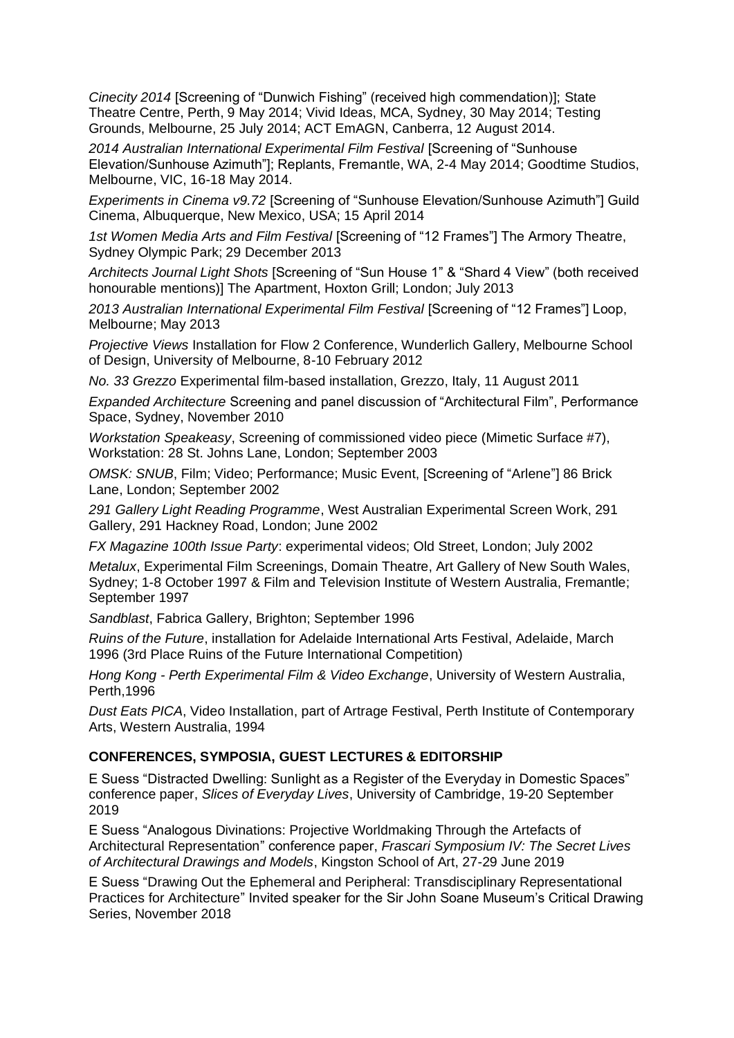*Cinecity 2014* [Screening of "Dunwich Fishing" (received high commendation)]; State Theatre Centre, Perth, 9 May 2014; Vivid Ideas, MCA, Sydney, 30 May 2014; Testing Grounds, Melbourne, 25 July 2014; ACT EmAGN, Canberra, 12 August 2014.

*2014 Australian International Experimental Film Festival* [Screening of "Sunhouse Elevation/Sunhouse Azimuth"]; Replants, Fremantle, WA, 2-4 May 2014; Goodtime Studios, Melbourne, VIC, 16-18 May 2014.

*Experiments in Cinema v9.72* [Screening of "Sunhouse Elevation/Sunhouse Azimuth"] Guild Cinema, Albuquerque, New Mexico, USA; 15 April 2014

*1st Women Media Arts and Film Festival* [Screening of "12 Frames"] The Armory Theatre, Sydney Olympic Park; 29 December 2013

*Architects Journal Light Shots* [Screening of "Sun House 1" & "Shard 4 View" (both received honourable mentions)] The Apartment, Hoxton Grill; London; July 2013

*2013 Australian International Experimental Film Festival* [Screening of "12 Frames"] Loop, Melbourne; May 2013

*Projective Views* Installation for Flow 2 Conference, Wunderlich Gallery, Melbourne School of Design, University of Melbourne, 8-10 February 2012

*No. 33 Grezzo* Experimental film-based installation, Grezzo, Italy, 11 August 2011

*Expanded Architecture* Screening and panel discussion of "Architectural Film", Performance Space, Sydney, November 2010

*Workstation Speakeasy*, Screening of commissioned video piece (Mimetic Surface #7), Workstation: 28 St. Johns Lane, London; September 2003

*OMSK: SNUB*, Film; Video; Performance; Music Event, [Screening of "Arlene"] 86 Brick Lane, London; September 2002

*291 Gallery Light Reading Programme*, West Australian Experimental Screen Work, 291 Gallery, 291 Hackney Road, London; June 2002

*FX Magazine 100th Issue Party*: experimental videos; Old Street, London; July 2002

*Metalux*, Experimental Film Screenings, Domain Theatre, Art Gallery of New South Wales, Sydney; 1-8 October 1997 & Film and Television Institute of Western Australia, Fremantle; September 1997

*Sandblast*, Fabrica Gallery, Brighton; September 1996

*Ruins of the Future*, installation for Adelaide International Arts Festival, Adelaide, March 1996 (3rd Place Ruins of the Future International Competition)

*Hong Kong - Perth Experimental Film & Video Exchange*, University of Western Australia, Perth,1996

*Dust Eats PICA*, Video Installation, part of Artrage Festival, Perth Institute of Contemporary Arts, Western Australia, 1994

**CONFERENCES, SYMPOSIA, GUEST LECTURES & EDITORSHIP**

E Suess "Distracted Dwelling: Sunlight as a Register of the Everyday in Domestic Spaces" conference paper, *Slices of Everyday Lives*, University of Cambridge, 19-20 September 2019

E Suess "Analogous Divinations: Projective Worldmaking Through the Artefacts of Architectural Representation" conference paper, *Frascari Symposium IV: The Secret Lives of Architectural Drawings and Models*, Kingston School of Art, 27-29 June 2019

E Suess "Drawing Out the Ephemeral and Peripheral: Transdisciplinary Representational Practices for Architecture" Invited speaker for the Sir John Soane Museum's Critical Drawing Series, November 2018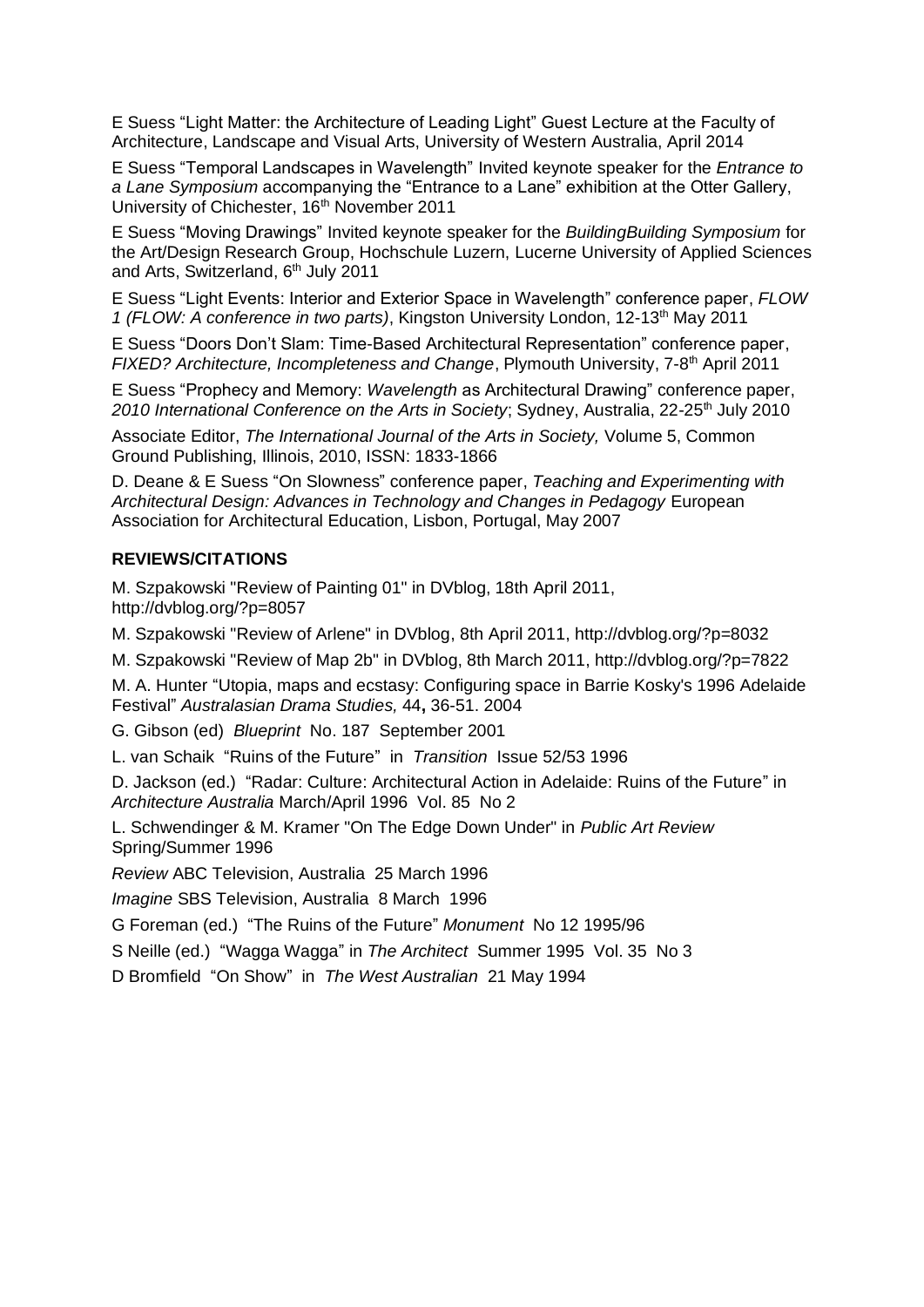E Suess "Light Matter: the Architecture of Leading Light" Guest Lecture at the Faculty of Architecture, Landscape and Visual Arts, University of Western Australia, April 2014

E Suess "Temporal Landscapes in Wavelength" Invited keynote speaker for the *Entrance to a Lane Symposium* accompanying the "Entrance to a Lane" exhibition at the Otter Gallery, University of Chichester, 16th November 2011

E Suess "Moving Drawings" Invited keynote speaker for the *BuildingBuilding Symposium* for the Art/Design Research Group, Hochschule Luzern, Lucerne University of Applied Sciences and Arts, Switzerland, 6th July 2011

E Suess "Light Events: Interior and Exterior Space in Wavelength" conference paper, *FLOW 1 (FLOW: A conference in two parts)*, Kingston University London, 12-13th May 2011

E Suess "Doors Don't Slam: Time-Based Architectural Representation" conference paper, *FIXED? Architecture, Incompleteness and Change*, Plymouth University, 7-8th April 2011

E Suess "Prophecy and Memory: *Wavelength* as Architectural Drawing" conference paper, *2010 International Conference on the Arts in Society*; Sydney, Australia, 22-25th July 2010

Associate Editor, *The International Journal of the Arts in Society,* Volume 5, Common Ground Publishing, Illinois, 2010, ISSN: 1833-1866

D. Deane & E Suess "On Slowness" conference paper, *Teaching and Experimenting with Architectural Design: Advances in Technology and Changes in Pedagogy* European Association for Architectural Education, Lisbon, Portugal, May 2007

**REVIEWS/CITATIONS**

M. Szpakowski "Review of Painting 01" in DVblog, 18th April 2011, http://dvblog.org/?p=8057

M. Szpakowski "Review of Arlene" in DVblog, 8th April 2011, http://dvblog.org/?p=8032

M. Szpakowski "Review of Map 2b" in DVblog, 8th March 2011, http://dvblog.org/?p=7822

M. A. Hunter "Utopia, maps and ecstasy: Configuring space in Barrie Kosky's 1996 Adelaide Festival" *Australasian Drama Studies,* 44**,** 36-51. 2004

G. Gibson (ed) *Blueprint* No. 187 September 2001

L. van Schaik "Ruins of the Future" in *Transition* Issue 52/53 1996

D. Jackson (ed.) "Radar: Culture: Architectural Action in Adelaide: Ruins of the Future" in *Architecture Australia* March/April 1996 Vol. 85 No 2

L. Schwendinger & M. Kramer "On The Edge Down Under" in *Public Art Review* Spring/Summer 1996

*Review* ABC Television, Australia 25 March 1996

*Imagine* SBS Television, Australia 8 March 1996

G Foreman (ed.) "The Ruins of the Future" *Monument* No 12 1995/96

S Neille (ed.) "Wagga Wagga" in *The Architect* Summer 1995 Vol. 35 No 3

D Bromfield "On Show" in *The West Australian* 21 May 1994